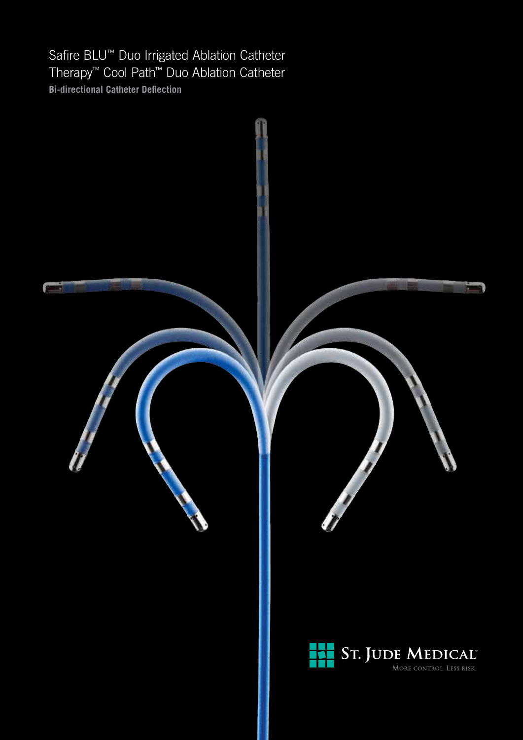# Safire BLU™ Duo Irrigated Ablation Catheter
# Therapy™ Cool Path™ Duo Ablation Catheter

**Bi-directional Catheter Deflection**

ST. JUDE MEDICAL™

MORE CONTROL. LESS RISK.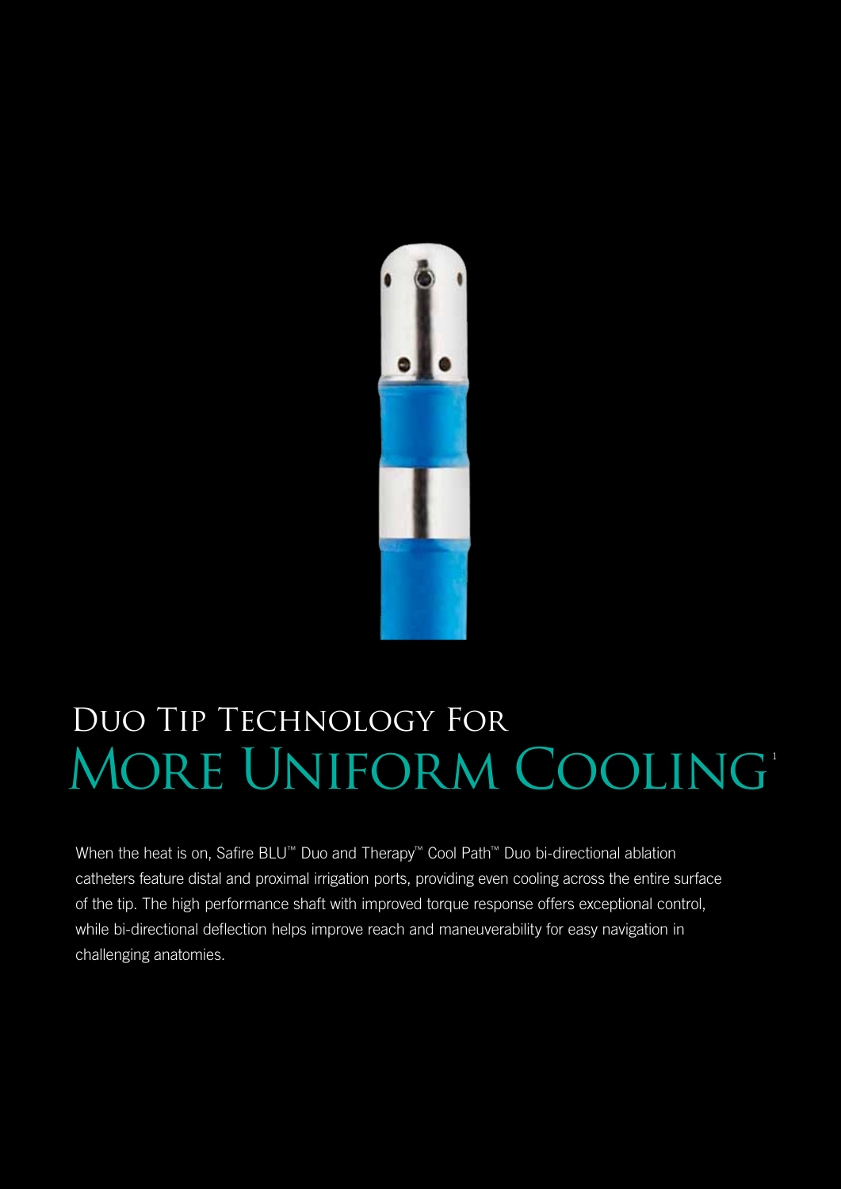# Duo Tip Technology For More Uniform Cooling[1]

When the heat is on, Safire BLU™ Duo and Therapy™ Cool Path™ Duo bi-directional ablation catheters feature distal and proximal irrigation ports, providing even cooling across the entire surface of the tip. The high performance shaft with improved torque response offers exceptional control, while bi-directional deflection helps improve reach and maneuverability for easy navigation in challenging anatomies.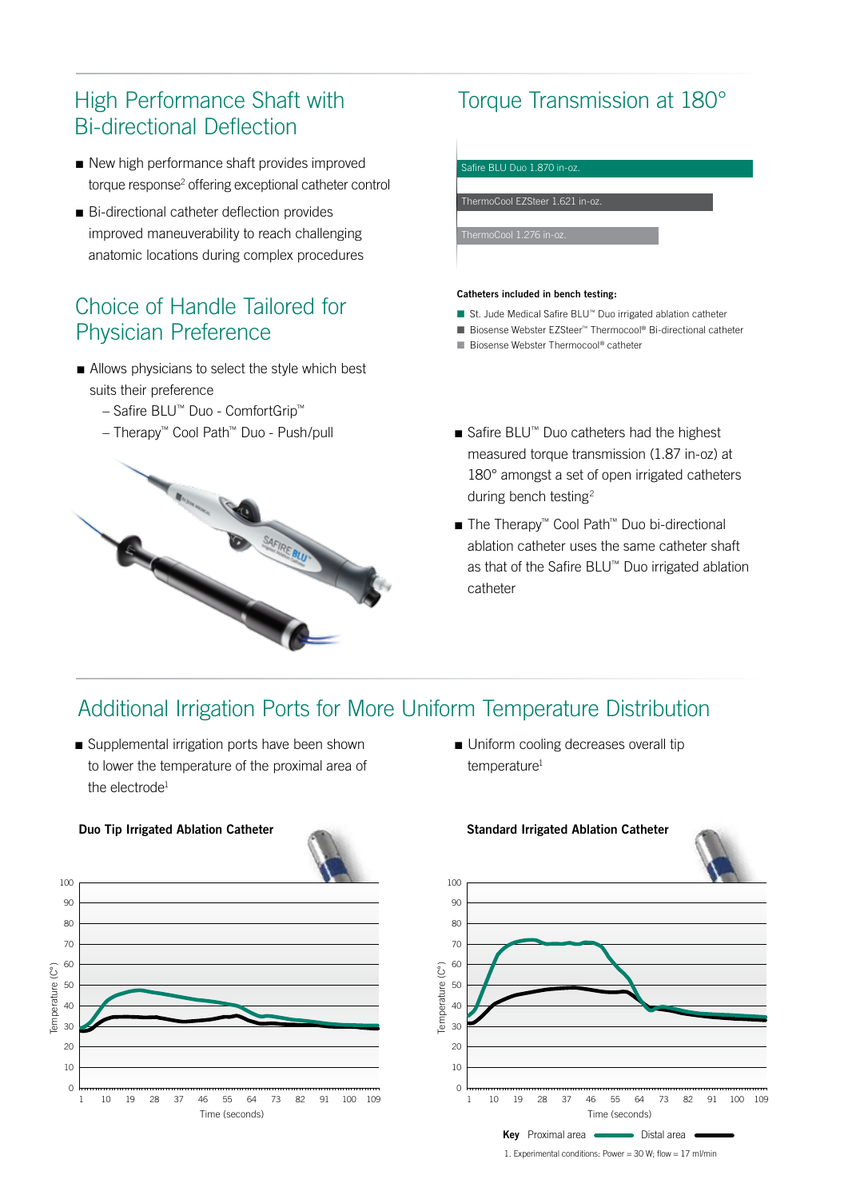## High Performance Shaft with Bi-directional Deflection

- New high performance shaft provides improved torque response[2] offering exceptional catheter control
- Bi-directional catheter deflection provides improved maneuverability to reach challenging anatomic locations during complex procedures

## Choice of Handle Tailored for Physician Preference

- Allows physicians to select the style which best suits their preference
  - Safire BLU™ Duo - ComfortGrip™
  - Therapy™ Cool Path™ Duo - Push/pull

## Torque Transmission at 180°

| Catheter | Torque |
|---|---|
| Safire BLU Duo | 1.870 in-oz. |
| ThermoCool EZSteer | 1.621 in-oz. |
| ThermoCool | 1.276 in-oz. |

**Catheters included in bench testing:**

- St. Jude Medical Safire BLU™ Duo irrigated ablation catheter
- Biosense Webster EZSteer™ Thermocool® Bi-directional catheter
- Biosense Webster Thermocool® catheter

- Safire BLU™ Duo catheters had the highest measured torque transmission (1.87 in-oz) at 180° amongst a set of open irrigated catheters during bench testing[2]
- The Therapy™ Cool Path™ Duo bi-directional ablation catheter uses the same catheter shaft as that of the Safire BLU™ Duo irrigated ablation catheter

## Additional Irrigation Ports for More Uniform Temperature Distribution

- Supplemental irrigation ports have been shown to lower the temperature of the proximal area of the electrode[1]
- Uniform cooling decreases overall tip temperature[1]

**Duo Tip Irrigated Ablation Catheter**

**Standard Irrigated Ablation Catheter**

Temperature (C°) vs. Time (seconds)

Key: Proximal area (green line); Distal area (black line)

1. Experimental conditions: Power = 30 W; flow = 17 ml/min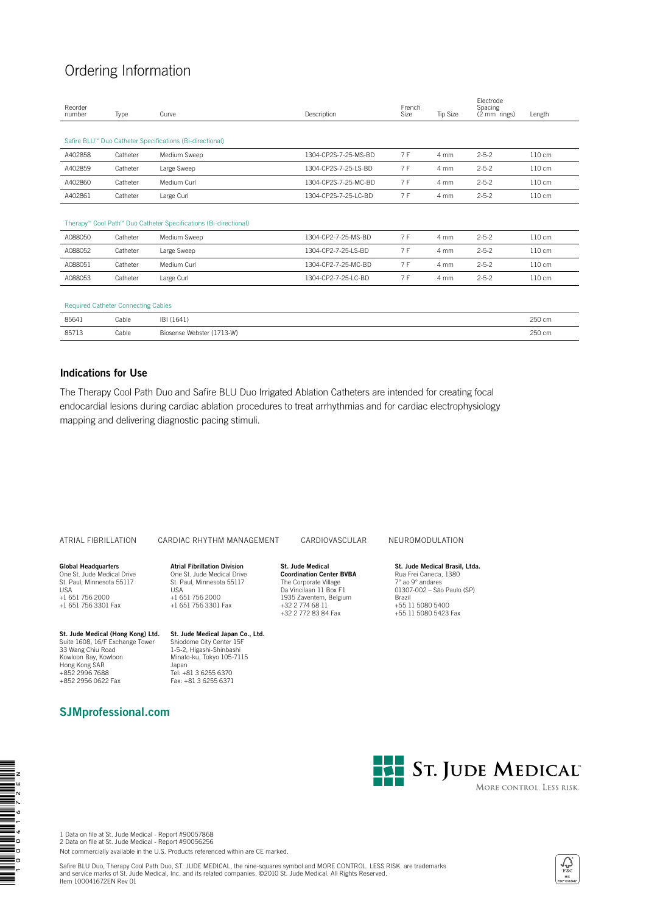# Ordering Information

| Reorder number | Type | Curve | Description | French Size | Tip Size | Electrode Spacing (2 mm rings) | Length |
|---|---|---|---|---|---|---|---|
| Safire BLU™ Duo Catheter Specifications (Bi-directional) | | | | | | | |
| A402858 | Catheter | Medium Sweep | 1304-CP2S-7-25-MS-BD | 7 F | 4 mm | 2-5-2 | 110 cm |
| A402859 | Catheter | Large Sweep | 1304-CP2S-7-25-LS-BD | 7 F | 4 mm | 2-5-2 | 110 cm |
| A402860 | Catheter | Medium Curl | 1304-CP2S-7-25-MC-BD | 7 F | 4 mm | 2-5-2 | 110 cm |
| A402861 | Catheter | Large Curl | 1304-CP2S-7-25-LC-BD | 7 F | 4 mm | 2-5-2 | 110 cm |
| Therapy™ Cool Path™ Duo Catheter Specifications (Bi-directional) | | | | | | | |
| A088050 | Catheter | Medium Sweep | 1304-CP2-7-25-MS-BD | 7 F | 4 mm | 2-5-2 | 110 cm |
| A088052 | Catheter | Large Sweep | 1304-CP2-7-25-LS-BD | 7 F | 4 mm | 2-5-2 | 110 cm |
| A088051 | Catheter | Medium Curl | 1304-CP2-7-25-MC-BD | 7 F | 4 mm | 2-5-2 | 110 cm |
| A088053 | Catheter | Large Curl | 1304-CP2-7-25-LC-BD | 7 F | 4 mm | 2-5-2 | 110 cm |
| Required Catheter Connecting Cables | | | | | | | |
| 85641 | Cable | IBI (1641) | | | | | 250 cm |
| 85713 | Cable | Biosense Webster (1713-W) | | | | | 250 cm |

## Indications for Use

The Therapy Cool Path Duo and Safire BLU Duo Irrigated Ablation Catheters are intended for creating focal endocardial lesions during cardiac ablation procedures to treat arrhythmias and for cardiac electrophysiology mapping and delivering diagnostic pacing stimuli.

ATRIAL FIBRILLATION CARDIAC RHYTHM MANAGEMENT CARDIOVASCULAR NEUROMODULATION

**Global Headquarters**
One St. Jude Medical Drive
St. Paul, Minnesota 55117
USA
+1 651 756 2000
+1 651 756 3301 Fax

**Atrial Fibrillation Division**
One St. Jude Medical Drive
St. Paul, Minnesota 55117
USA
+1 651 756 2000
+1 651 756 3301 Fax

**St. Jude Medical Coordination Center BVBA**
The Corporate Village
Da Vincilaan 11 Box F1
1935 Zaventem, Belgium
+32 2 774 68 11
+32 2 772 83 84 Fax

**St. Jude Medical Brasil, Ltda.**
Rua Frei Caneca, 1380
7º ao 9º andares
01307-002 – São Paulo (SP)
Brazil
+55 11 5080 5400
+55 11 5080 5423 Fax

**St. Jude Medical (Hong Kong) Ltd.**
Suite 1608, 16/F Exchange Tower
33 Wang Chiu Road
Kowloon Bay, Kowloon
Hong Kong SAR
+852 2996 7688
+852 2956 0622 Fax

**St. Jude Medical Japan Co., Ltd.**
Shiodome City Center 15F
1-5-2, Higashi-Shinbashi
Minato-ku, Tokyo 105-7115
Japan
Tel: +81 3 6255 6370
Fax: +81 3 6255 6371

**SJMprofessional.com**

ST. JUDE MEDICAL
MORE CONTROL. LESS RISK.

1 Data on file at St. Jude Medical - Report #90057868
2 Data on file at St. Jude Medical - Report #90056256

Not commercially available in the U.S. Products referenced within are CE marked.

Safire BLU Duo, Therapy Cool Path Duo, ST. JUDE MEDICAL, the nine-squares symbol and MORE CONTROL. LESS RISK. are trademarks and service marks of St. Jude Medical, Inc. and its related companies. ©2010 St. Jude Medical. All Rights Reserved.
Item 100041672EN Rev 01